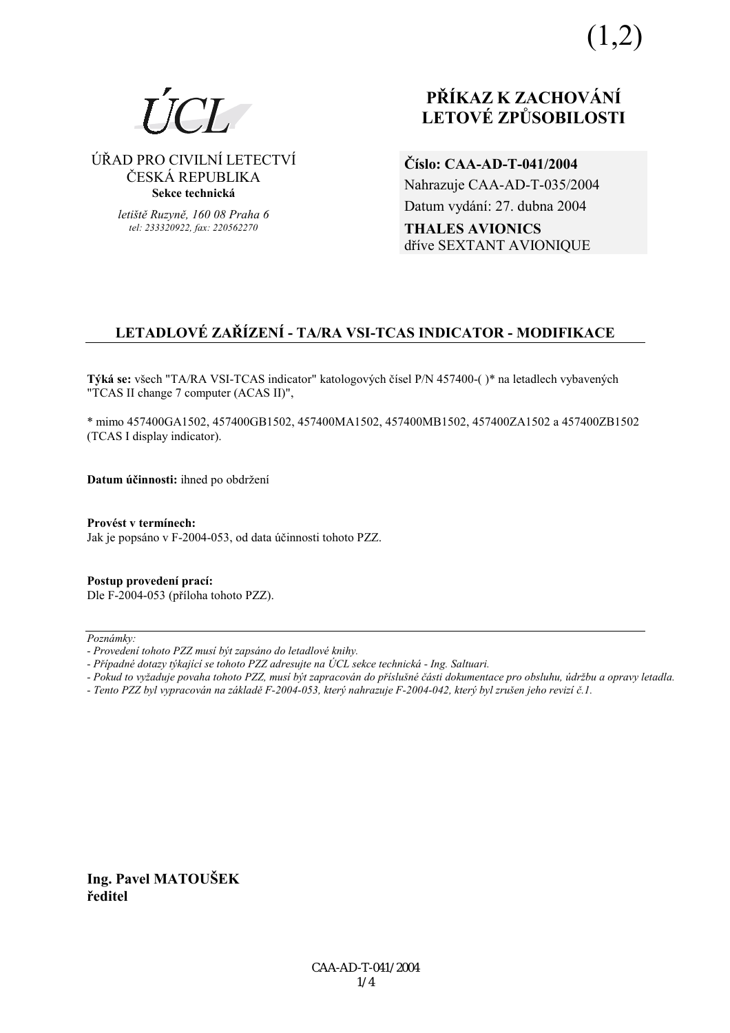(1,2)

ÚCL

ÚŘAD PRO CIVILNÍ LETECTVÍ
ČESKÁ REPUBLIKA
**Sekce technická**

*letiště Ruzyně, 160 08 Praha 6*
*tel: 233320922, fax: 220562270*

# PŘÍKAZ K ZACHOVÁNÍ LETOVÉ ZPŮSOBILOSTI

**Číslo: CAA-AD-T-041/2004**
Nahrazuje CAA-AD-T-035/2004
Datum vydání: 27. dubna 2004
**THALES AVIONICS**
dříve SEXTANT AVIONIQUE

## LETADLOVÉ ZAŘÍZENÍ - TA/RA VSI-TCAS INDICATOR - MODIFIKACE

**Týká se:** všech "TA/RA VSI-TCAS indicator" katologových čísel P/N 457400-( )* na letadlech vybavených "TCAS II change 7 computer (ACAS II)",

* mimo 457400GA1502, 457400GB1502, 457400MA1502, 457400MB1502, 457400ZA1502 a 457400ZB1502 (TCAS I display indicator).

**Datum účinnosti:** ihned po obdržení

**Provést v termínech:**
Jak je popsáno v F-2004-053, od data účinnosti tohoto PZZ.

**Postup provedení prací:**
Dle F-2004-053 (příloha tohoto PZZ).

---

*Poznámky:*
*- Provedení tohoto PZZ musí být zapsáno do letadlové knihy.*
*- Případné dotazy týkající se tohoto PZZ adresujte na ÚCL sekce technická - Ing. Saltuari.*
*- Pokud to vyžaduje povaha tohoto PZZ, musí být zapracován do příslušné části dokumentace pro obsluhu, údržbu a opravy letadla.*
*- Tento PZZ byl vypracován na základě F-2004-053, který nahrazuje F-2004-042, který byl zrušen jeho revizí č.1.*

**Ing. Pavel MATOUŠEK**
**ředitel**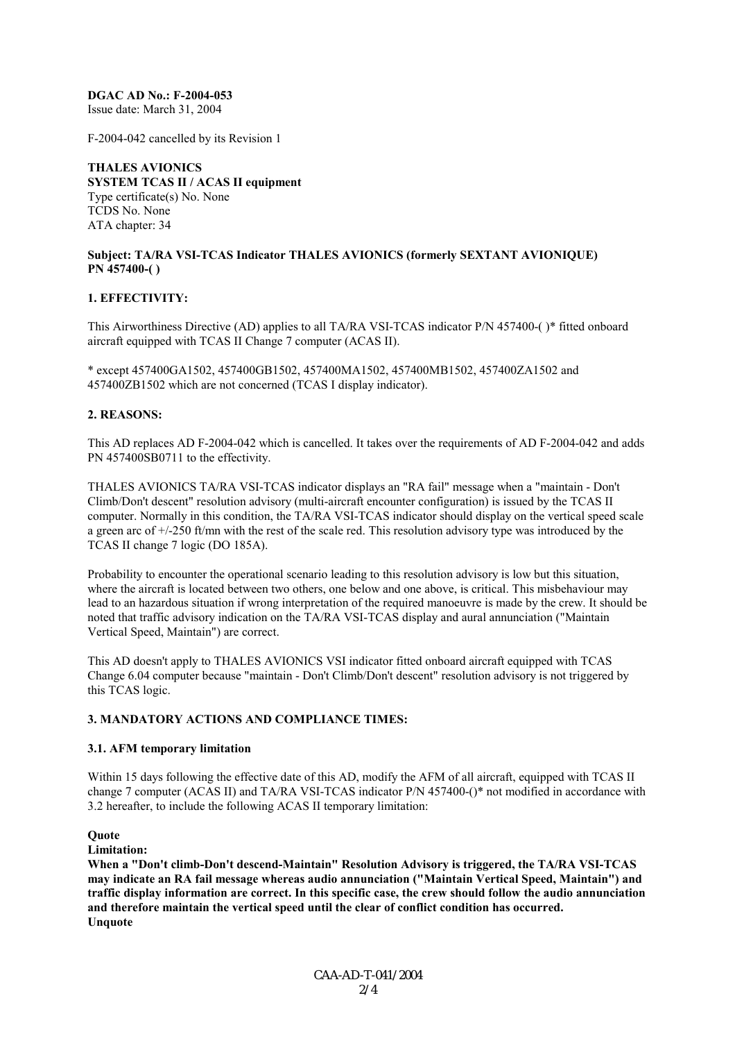**DGAC AD No.: F-2004-053**
Issue date: March 31, 2004

F-2004-042 cancelled by its Revision 1

**THALES AVIONICS**
**SYSTEM TCAS II / ACAS II equipment**
Type certificate(s) No. None
TCDS No. None
ATA chapter: 34

**Subject: TA/RA VSI-TCAS Indicator THALES AVIONICS (formerly SEXTANT AVIONIQUE) PN 457400-( )**

**1. EFFECTIVITY:**

This Airworthiness Directive (AD) applies to all TA/RA VSI-TCAS indicator P/N 457400-( )* fitted onboard aircraft equipped with TCAS II Change 7 computer (ACAS II).

* except 457400GA1502, 457400GB1502, 457400MA1502, 457400MB1502, 457400ZA1502 and 457400ZB1502 which are not concerned (TCAS I display indicator).

**2. REASONS:**

This AD replaces AD F-2004-042 which is cancelled. It takes over the requirements of AD F-2004-042 and adds PN 457400SB0711 to the effectivity.

THALES AVIONICS TA/RA VSI-TCAS indicator displays an "RA fail" message when a "maintain - Don't Climb/Don't descent" resolution advisory (multi-aircraft encounter configuration) is issued by the TCAS II computer. Normally in this condition, the TA/RA VSI-TCAS indicator should display on the vertical speed scale a green arc of +/-250 ft/mn with the rest of the scale red. This resolution advisory type was introduced by the TCAS II change 7 logic (DO 185A).

Probability to encounter the operational scenario leading to this resolution advisory is low but this situation, where the aircraft is located between two others, one below and one above, is critical. This misbehaviour may lead to an hazardous situation if wrong interpretation of the required manoeuvre is made by the crew. It should be noted that traffic advisory indication on the TA/RA VSI-TCAS display and aural annunciation ("Maintain Vertical Speed, Maintain") are correct.

This AD doesn't apply to THALES AVIONICS VSI indicator fitted onboard aircraft equipped with TCAS Change 6.04 computer because "maintain - Don't Climb/Don't descent" resolution advisory is not triggered by this TCAS logic.

**3. MANDATORY ACTIONS AND COMPLIANCE TIMES:**

**3.1. AFM temporary limitation**

Within 15 days following the effective date of this AD, modify the AFM of all aircraft, equipped with TCAS II change 7 computer (ACAS II) and TA/RA VSI-TCAS indicator P/N 457400-()* not modified in accordance with 3.2 hereafter, to include the following ACAS II temporary limitation:

**Quote**
**Limitation:**
**When a "Don't climb-Don't descend-Maintain" Resolution Advisory is triggered, the TA/RA VSI-TCAS may indicate an RA fail message whereas audio annunciation ("Maintain Vertical Speed, Maintain") and traffic display information are correct. In this specific case, the crew should follow the audio annunciation and therefore maintain the vertical speed until the clear of conflict condition has occurred.**
**Unquote**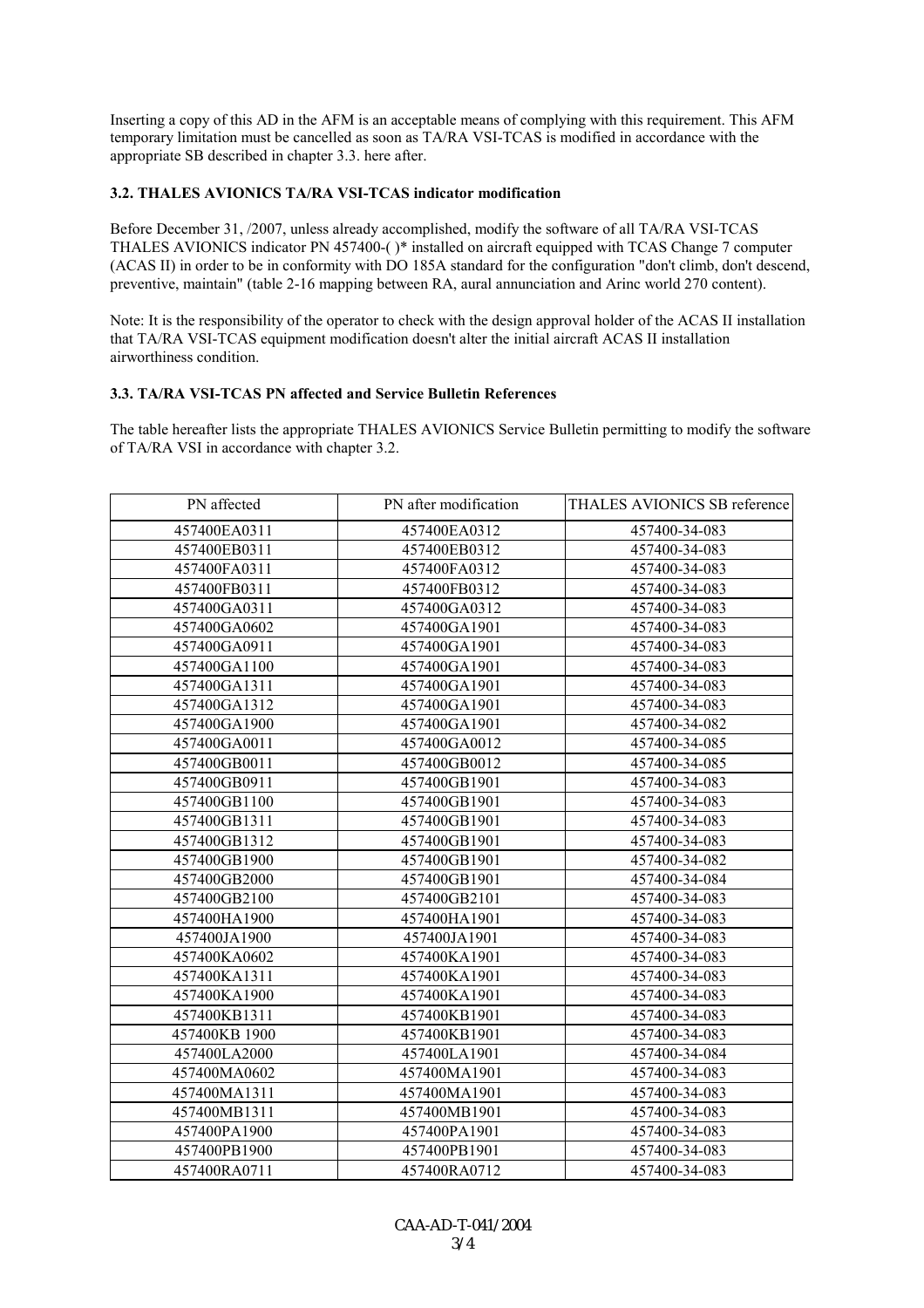Inserting a copy of this AD in the AFM is an acceptable means of complying with this requirement. This AFM temporary limitation must be cancelled as soon as TA/RA VSI-TCAS is modified in accordance with the appropriate SB described in chapter 3.3. here after.

### 3.2. THALES AVIONICS TA/RA VSI-TCAS indicator modification

Before December 31, /2007, unless already accomplished, modify the software of all TA/RA VSI-TCAS THALES AVIONICS indicator PN 457400-( )* installed on aircraft equipped with TCAS Change 7 computer (ACAS II) in order to be in conformity with DO 185A standard for the configuration "don't climb, don't descend, preventive, maintain" (table 2-16 mapping between RA, aural annunciation and Arinc world 270 content).

Note: It is the responsibility of the operator to check with the design approval holder of the ACAS II installation that TA/RA VSI-TCAS equipment modification doesn't alter the initial aircraft ACAS II installation airworthiness condition.

### 3.3. TA/RA VSI-TCAS PN affected and Service Bulletin References

The table hereafter lists the appropriate THALES AVIONICS Service Bulletin permitting to modify the software of TA/RA VSI in accordance with chapter 3.2.

| PN affected | PN after modification | THALES AVIONICS SB reference |
|---|---|---|
| 457400EA0311 | 457400EA0312 | 457400-34-083 |
| 457400EB0311 | 457400EB0312 | 457400-34-083 |
| 457400FA0311 | 457400FA0312 | 457400-34-083 |
| 457400FB0311 | 457400FB0312 | 457400-34-083 |
| 457400GA0311 | 457400GA0312 | 457400-34-083 |
| 457400GA0602 | 457400GA1901 | 457400-34-083 |
| 457400GA0911 | 457400GA1901 | 457400-34-083 |
| 457400GA1100 | 457400GA1901 | 457400-34-083 |
| 457400GA1311 | 457400GA1901 | 457400-34-083 |
| 457400GA1312 | 457400GA1901 | 457400-34-083 |
| 457400GA1900 | 457400GA1901 | 457400-34-082 |
| 457400GA0011 | 457400GA0012 | 457400-34-085 |
| 457400GB0011 | 457400GB0012 | 457400-34-085 |
| 457400GB0911 | 457400GB1901 | 457400-34-083 |
| 457400GB1100 | 457400GB1901 | 457400-34-083 |
| 457400GB1311 | 457400GB1901 | 457400-34-083 |
| 457400GB1312 | 457400GB1901 | 457400-34-083 |
| 457400GB1900 | 457400GB1901 | 457400-34-082 |
| 457400GB2000 | 457400GB1901 | 457400-34-084 |
| 457400GB2100 | 457400GB2101 | 457400-34-083 |
| 457400HA1900 | 457400HA1901 | 457400-34-083 |
| 457400JA1900 | 457400JA1901 | 457400-34-083 |
| 457400KA0602 | 457400KA1901 | 457400-34-083 |
| 457400KA1311 | 457400KA1901 | 457400-34-083 |
| 457400KA1900 | 457400KA1901 | 457400-34-083 |
| 457400KB1311 | 457400KB1901 | 457400-34-083 |
| 457400KB 1900 | 457400KB1901 | 457400-34-083 |
| 457400LA2000 | 457400LA1901 | 457400-34-084 |
| 457400MA0602 | 457400MA1901 | 457400-34-083 |
| 457400MA1311 | 457400MA1901 | 457400-34-083 |
| 457400MB1311 | 457400MB1901 | 457400-34-083 |
| 457400PA1900 | 457400PA1901 | 457400-34-083 |
| 457400PB1900 | 457400PB1901 | 457400-34-083 |
| 457400RA0711 | 457400RA0712 | 457400-34-083 |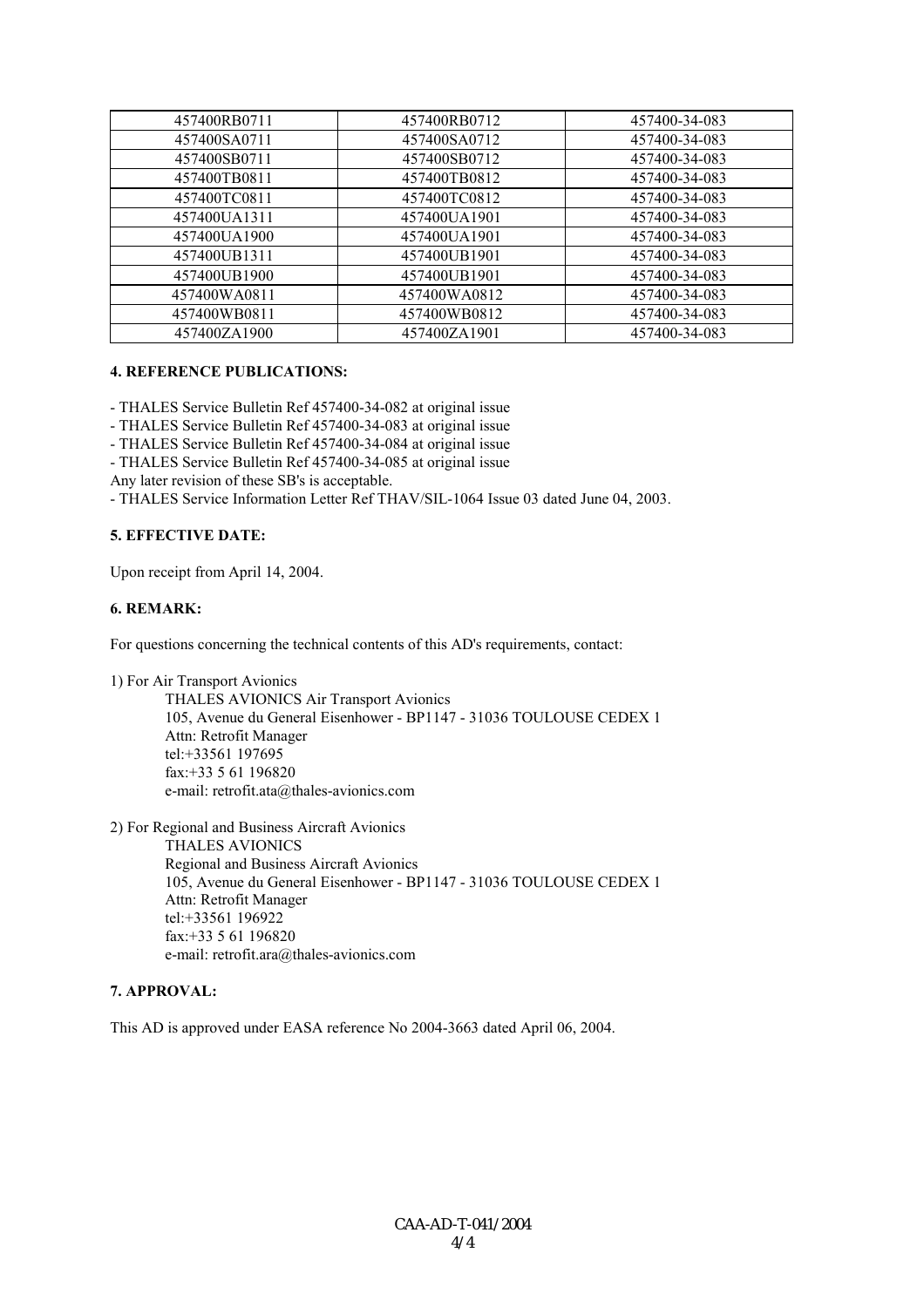| | | |
|---|---|---|
| 457400RB0711 | 457400RB0712 | 457400-34-083 |
| 457400SA0711 | 457400SA0712 | 457400-34-083 |
| 457400SB0711 | 457400SB0712 | 457400-34-083 |
| 457400TB0811 | 457400TB0812 | 457400-34-083 |
| 457400TC0811 | 457400TC0812 | 457400-34-083 |
| 457400UA1311 | 457400UA1901 | 457400-34-083 |
| 457400UA1900 | 457400UA1901 | 457400-34-083 |
| 457400UB1311 | 457400UB1901 | 457400-34-083 |
| 457400UB1900 | 457400UB1901 | 457400-34-083 |
| 457400WA0811 | 457400WA0812 | 457400-34-083 |
| 457400WB0811 | 457400WB0812 | 457400-34-083 |
| 457400ZA1900 | 457400ZA1901 | 457400-34-083 |

**4. REFERENCE PUBLICATIONS:**

- THALES Service Bulletin Ref 457400-34-082 at original issue
- THALES Service Bulletin Ref 457400-34-083 at original issue
- THALES Service Bulletin Ref 457400-34-084 at original issue
- THALES Service Bulletin Ref 457400-34-085 at original issue

Any later revision of these SB's is acceptable.

- THALES Service Information Letter Ref THAV/SIL-1064 Issue 03 dated June 04, 2003.

**5. EFFECTIVE DATE:**

Upon receipt from April 14, 2004.

**6. REMARK:**

For questions concerning the technical contents of this AD's requirements, contact:

1) For Air Transport Avionics

THALES AVIONICS Air Transport Avionics
105, Avenue du General Eisenhower - BP1147 - 31036 TOULOUSE CEDEX 1
Attn: Retrofit Manager
tel:+33561 197695
fax:+33 5 61 196820
e-mail: retrofit.ata@thales-avionics.com

2) For Regional and Business Aircraft Avionics

THALES AVIONICS
Regional and Business Aircraft Avionics
105, Avenue du General Eisenhower - BP1147 - 31036 TOULOUSE CEDEX 1
Attn: Retrofit Manager
tel:+33561 196922
fax:+33 5 61 196820
e-mail: retrofit.ara@thales-avionics.com

**7. APPROVAL:**

This AD is approved under EASA reference No 2004-3663 dated April 06, 2004.